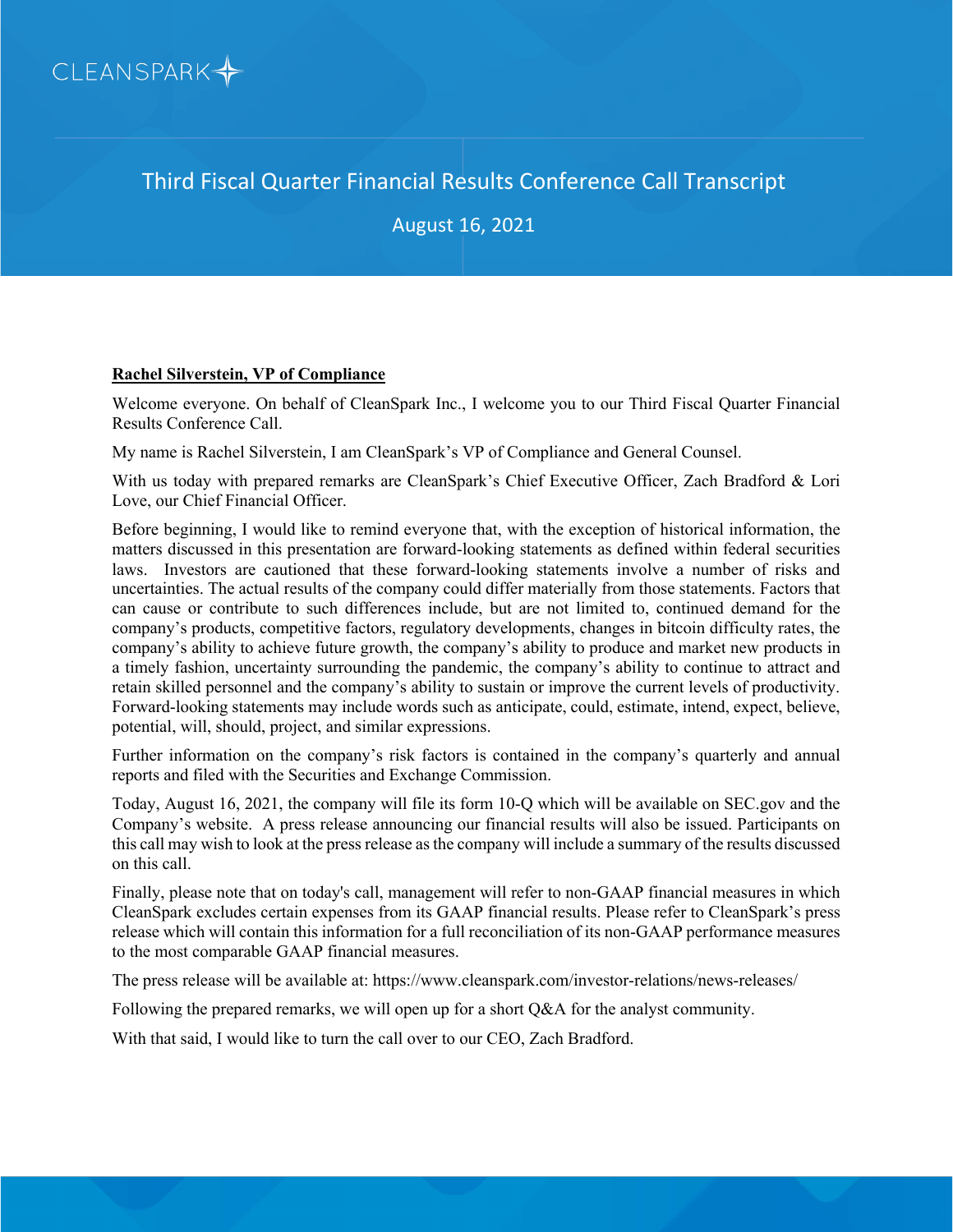CLEANSPARK

# Third Fiscal Quarter Financial Results Conference Call Transcript

August 16, 2021

**Rachel Silverstein, VP of Compliance**

Welcome everyone. On behalf of CleanSpark Inc., I welcome you to our Third Fiscal Quarter Financial Results Conference Call.

My name is Rachel Silverstein, I am CleanSpark's VP of Compliance and General Counsel.

With us today with prepared remarks are CleanSpark's Chief Executive Officer, Zach Bradford & Lori Love, our Chief Financial Officer.

Before beginning, I would like to remind everyone that, with the exception of historical information, the matters discussed in this presentation are forward-looking statements as defined within federal securities laws. Investors are cautioned that these forward-looking statements involve a number of risks and uncertainties. The actual results of the company could differ materially from those statements. Factors that can cause or contribute to such differences include, but are not limited to, continued demand for the company's products, competitive factors, regulatory developments, changes in bitcoin difficulty rates, the company's ability to achieve future growth, the company's ability to produce and market new products in a timely fashion, uncertainty surrounding the pandemic, the company's ability to continue to attract and retain skilled personnel and the company's ability to sustain or improve the current levels of productivity. Forward-looking statements may include words such as anticipate, could, estimate, intend, expect, believe, potential, will, should, project, and similar expressions.

Further information on the company's risk factors is contained in the company's quarterly and annual reports and filed with the Securities and Exchange Commission.

Today, August 16, 2021, the company will file its form 10-Q which will be available on SEC.gov and the Company's website. A press release announcing our financial results will also be issued. Participants on this call may wish to look at the press release as the company will include a summary of the results discussed on this call.

Finally, please note that on today's call, management will refer to non-GAAP financial measures in which CleanSpark excludes certain expenses from its GAAP financial results. Please refer to CleanSpark's press release which will contain this information for a full reconciliation of its non-GAAP performance measures to the most comparable GAAP financial measures.

The press release will be available at: https://www.cleanspark.com/investor-relations/news-releases/

Following the prepared remarks, we will open up for a short Q&A for the analyst community.

With that said, I would like to turn the call over to our CEO, Zach Bradford.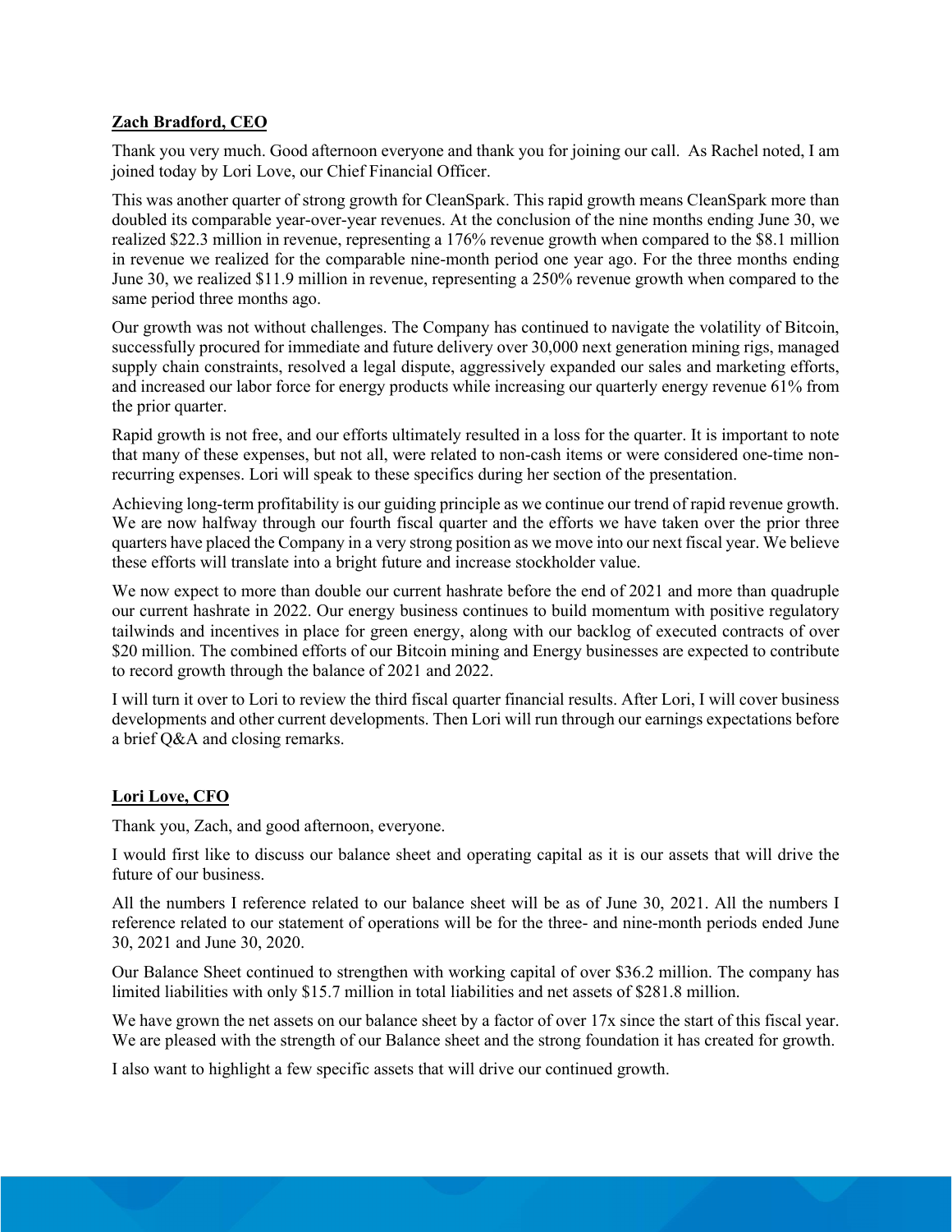**Zach Bradford, CEO**

Thank you very much. Good afternoon everyone and thank you for joining our call. As Rachel noted, I am joined today by Lori Love, our Chief Financial Officer.

This was another quarter of strong growth for CleanSpark. This rapid growth means CleanSpark more than doubled its comparable year-over-year revenues. At the conclusion of the nine months ending June 30, we realized $22.3 million in revenue, representing a 176% revenue growth when compared to the $8.1 million in revenue we realized for the comparable nine-month period one year ago. For the three months ending June 30, we realized $11.9 million in revenue, representing a 250% revenue growth when compared to the same period three months ago.

Our growth was not without challenges. The Company has continued to navigate the volatility of Bitcoin, successfully procured for immediate and future delivery over 30,000 next generation mining rigs, managed supply chain constraints, resolved a legal dispute, aggressively expanded our sales and marketing efforts, and increased our labor force for energy products while increasing our quarterly energy revenue 61% from the prior quarter.

Rapid growth is not free, and our efforts ultimately resulted in a loss for the quarter. It is important to note that many of these expenses, but not all, were related to non-cash items or were considered one-time non-recurring expenses. Lori will speak to these specifics during her section of the presentation.

Achieving long-term profitability is our guiding principle as we continue our trend of rapid revenue growth. We are now halfway through our fourth fiscal quarter and the efforts we have taken over the prior three quarters have placed the Company in a very strong position as we move into our next fiscal year. We believe these efforts will translate into a bright future and increase stockholder value.

We now expect to more than double our current hashrate before the end of 2021 and more than quadruple our current hashrate in 2022. Our energy business continues to build momentum with positive regulatory tailwinds and incentives in place for green energy, along with our backlog of executed contracts of over $20 million. The combined efforts of our Bitcoin mining and Energy businesses are expected to contribute to record growth through the balance of 2021 and 2022.

I will turn it over to Lori to review the third fiscal quarter financial results. After Lori, I will cover business developments and other current developments. Then Lori will run through our earnings expectations before a brief Q&A and closing remarks.

**Lori Love, CFO**

Thank you, Zach, and good afternoon, everyone.

I would first like to discuss our balance sheet and operating capital as it is our assets that will drive the future of our business.

All the numbers I reference related to our balance sheet will be as of June 30, 2021. All the numbers I reference related to our statement of operations will be for the three- and nine-month periods ended June 30, 2021 and June 30, 2020.

Our Balance Sheet continued to strengthen with working capital of over $36.2 million. The company has limited liabilities with only $15.7 million in total liabilities and net assets of $281.8 million.

We have grown the net assets on our balance sheet by a factor of over 17x since the start of this fiscal year. We are pleased with the strength of our Balance sheet and the strong foundation it has created for growth.

I also want to highlight a few specific assets that will drive our continued growth.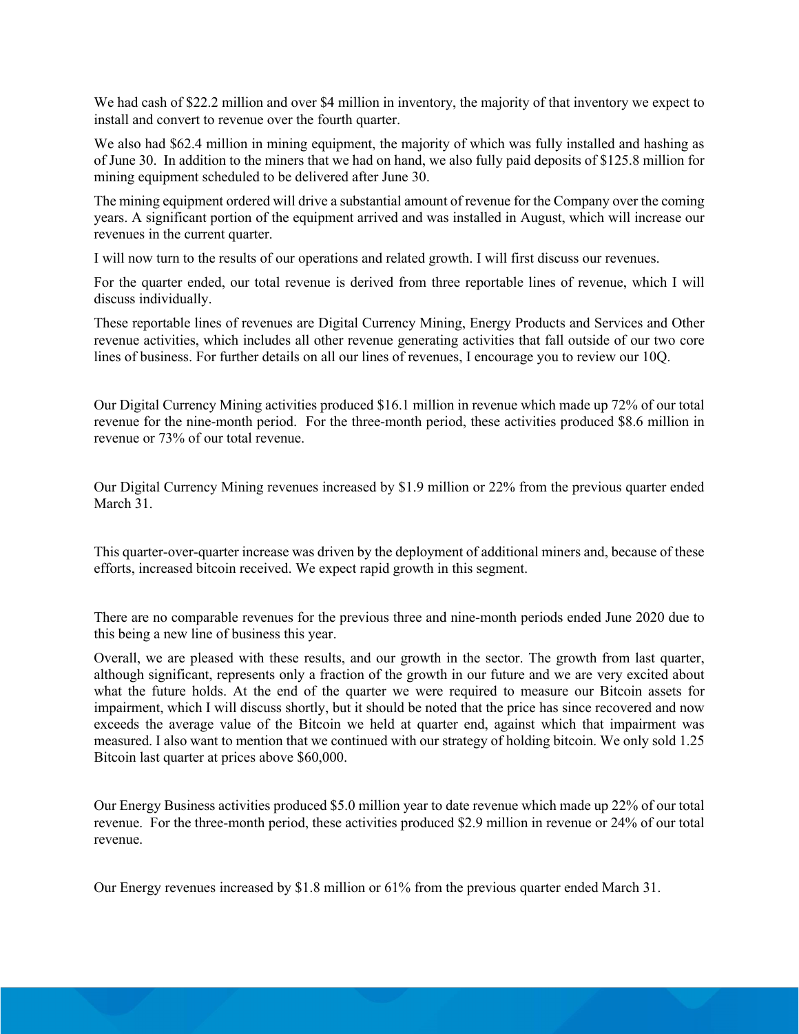We had cash of $22.2 million and over $4 million in inventory, the majority of that inventory we expect to install and convert to revenue over the fourth quarter.

We also had $62.4 million in mining equipment, the majority of which was fully installed and hashing as of June 30. In addition to the miners that we had on hand, we also fully paid deposits of $125.8 million for mining equipment scheduled to be delivered after June 30.

The mining equipment ordered will drive a substantial amount of revenue for the Company over the coming years. A significant portion of the equipment arrived and was installed in August, which will increase our revenues in the current quarter.

I will now turn to the results of our operations and related growth. I will first discuss our revenues.

For the quarter ended, our total revenue is derived from three reportable lines of revenue, which I will discuss individually.

These reportable lines of revenues are Digital Currency Mining, Energy Products and Services and Other revenue activities, which includes all other revenue generating activities that fall outside of our two core lines of business. For further details on all our lines of revenues, I encourage you to review our 10Q.

Our Digital Currency Mining activities produced $16.1 million in revenue which made up 72% of our total revenue for the nine-month period. For the three-month period, these activities produced $8.6 million in revenue or 73% of our total revenue.

Our Digital Currency Mining revenues increased by $1.9 million or 22% from the previous quarter ended March 31.

This quarter-over-quarter increase was driven by the deployment of additional miners and, because of these efforts, increased bitcoin received. We expect rapid growth in this segment.

There are no comparable revenues for the previous three and nine-month periods ended June 2020 due to this being a new line of business this year.

Overall, we are pleased with these results, and our growth in the sector. The growth from last quarter, although significant, represents only a fraction of the growth in our future and we are very excited about what the future holds. At the end of the quarter we were required to measure our Bitcoin assets for impairment, which I will discuss shortly, but it should be noted that the price has since recovered and now exceeds the average value of the Bitcoin we held at quarter end, against which that impairment was measured. I also want to mention that we continued with our strategy of holding bitcoin. We only sold 1.25 Bitcoin last quarter at prices above $60,000.

Our Energy Business activities produced $5.0 million year to date revenue which made up 22% of our total revenue. For the three-month period, these activities produced $2.9 million in revenue or 24% of our total revenue.

Our Energy revenues increased by $1.8 million or 61% from the previous quarter ended March 31.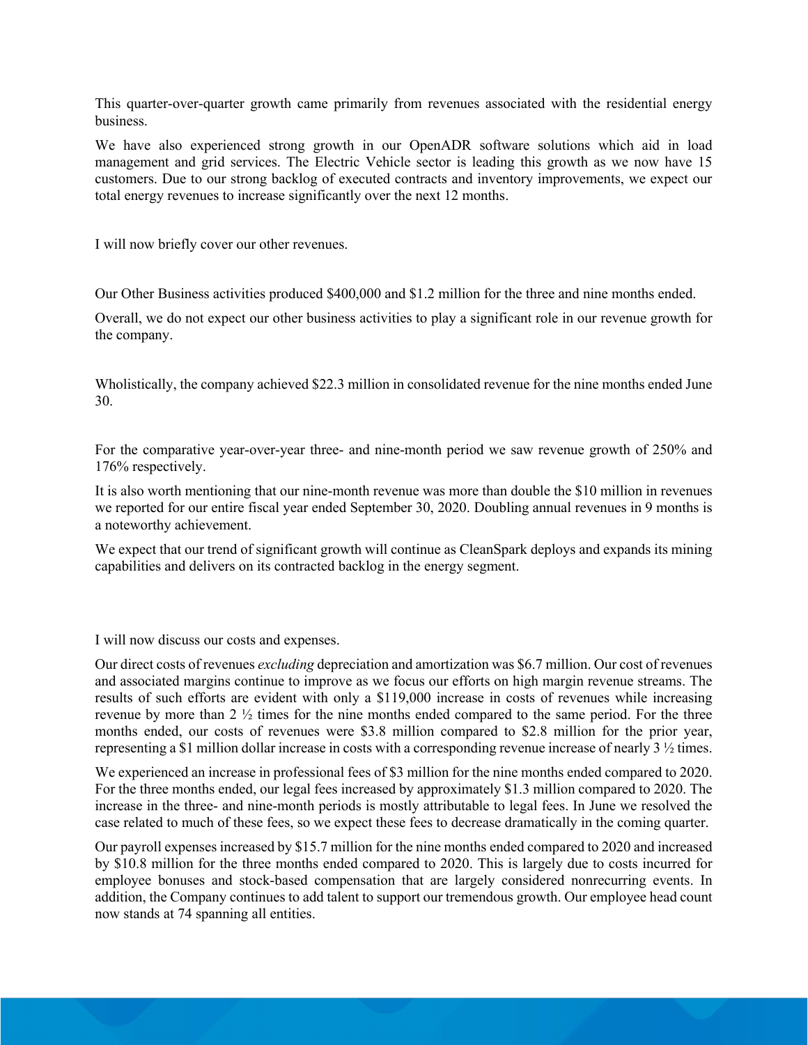This quarter-over-quarter growth came primarily from revenues associated with the residential energy business.

We have also experienced strong growth in our OpenADR software solutions which aid in load management and grid services. The Electric Vehicle sector is leading this growth as we now have 15 customers. Due to our strong backlog of executed contracts and inventory improvements, we expect our total energy revenues to increase significantly over the next 12 months.

I will now briefly cover our other revenues.

Our Other Business activities produced $400,000 and $1.2 million for the three and nine months ended.

Overall, we do not expect our other business activities to play a significant role in our revenue growth for the company.

Wholistically, the company achieved $22.3 million in consolidated revenue for the nine months ended June 30.

For the comparative year-over-year three- and nine-month period we saw revenue growth of 250% and 176% respectively.

It is also worth mentioning that our nine-month revenue was more than double the $10 million in revenues we reported for our entire fiscal year ended September 30, 2020. Doubling annual revenues in 9 months is a noteworthy achievement.

We expect that our trend of significant growth will continue as CleanSpark deploys and expands its mining capabilities and delivers on its contracted backlog in the energy segment.

I will now discuss our costs and expenses.

Our direct costs of revenues *excluding* depreciation and amortization was $6.7 million. Our cost of revenues and associated margins continue to improve as we focus our efforts on high margin revenue streams. The results of such efforts are evident with only a $119,000 increase in costs of revenues while increasing revenue by more than 2 ½ times for the nine months ended compared to the same period. For the three months ended, our costs of revenues were $3.8 million compared to $2.8 million for the prior year, representing a $1 million dollar increase in costs with a corresponding revenue increase of nearly 3 ½ times.

We experienced an increase in professional fees of $3 million for the nine months ended compared to 2020. For the three months ended, our legal fees increased by approximately $1.3 million compared to 2020. The increase in the three- and nine-month periods is mostly attributable to legal fees. In June we resolved the case related to much of these fees, so we expect these fees to decrease dramatically in the coming quarter.

Our payroll expenses increased by $15.7 million for the nine months ended compared to 2020 and increased by $10.8 million for the three months ended compared to 2020. This is largely due to costs incurred for employee bonuses and stock-based compensation that are largely considered nonrecurring events. In addition, the Company continues to add talent to support our tremendous growth. Our employee head count now stands at 74 spanning all entities.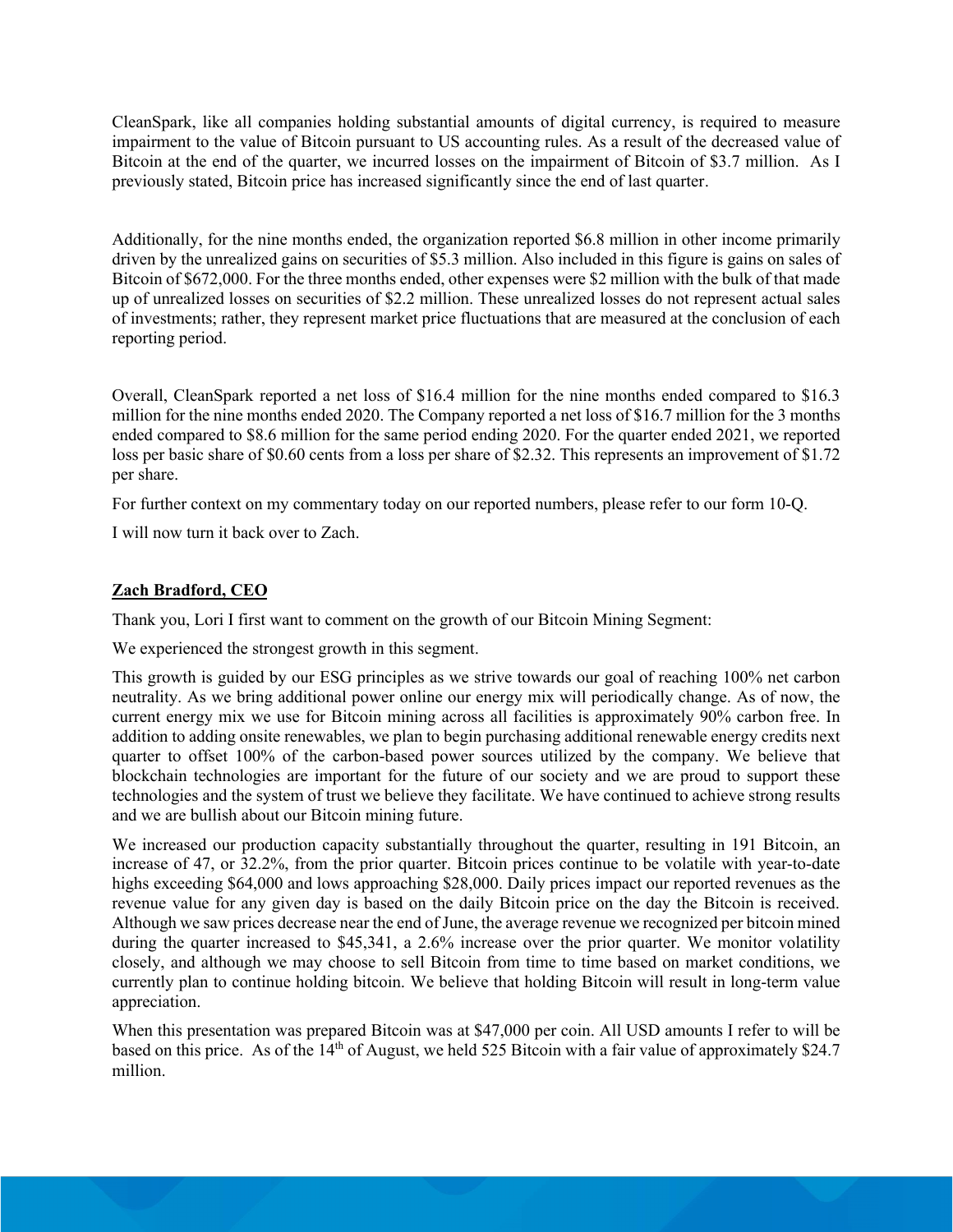CleanSpark, like all companies holding substantial amounts of digital currency, is required to measure impairment to the value of Bitcoin pursuant to US accounting rules. As a result of the decreased value of Bitcoin at the end of the quarter, we incurred losses on the impairment of Bitcoin of $3.7 million. As I previously stated, Bitcoin price has increased significantly since the end of last quarter.

Additionally, for the nine months ended, the organization reported $6.8 million in other income primarily driven by the unrealized gains on securities of $5.3 million. Also included in this figure is gains on sales of Bitcoin of $672,000. For the three months ended, other expenses were $2 million with the bulk of that made up of unrealized losses on securities of $2.2 million. These unrealized losses do not represent actual sales of investments; rather, they represent market price fluctuations that are measured at the conclusion of each reporting period.

Overall, CleanSpark reported a net loss of $16.4 million for the nine months ended compared to $16.3 million for the nine months ended 2020. The Company reported a net loss of $16.7 million for the 3 months ended compared to $8.6 million for the same period ending 2020. For the quarter ended 2021, we reported loss per basic share of $0.60 cents from a loss per share of $2.32. This represents an improvement of $1.72 per share.

For further context on my commentary today on our reported numbers, please refer to our form 10-Q.

I will now turn it back over to Zach.

**Zach Bradford, CEO**

Thank you, Lori I first want to comment on the growth of our Bitcoin Mining Segment:

We experienced the strongest growth in this segment.

This growth is guided by our ESG principles as we strive towards our goal of reaching 100% net carbon neutrality. As we bring additional power online our energy mix will periodically change. As of now, the current energy mix we use for Bitcoin mining across all facilities is approximately 90% carbon free. In addition to adding onsite renewables, we plan to begin purchasing additional renewable energy credits next quarter to offset 100% of the carbon-based power sources utilized by the company. We believe that blockchain technologies are important for the future of our society and we are proud to support these technologies and the system of trust we believe they facilitate. We have continued to achieve strong results and we are bullish about our Bitcoin mining future.

We increased our production capacity substantially throughout the quarter, resulting in 191 Bitcoin, an increase of 47, or 32.2%, from the prior quarter. Bitcoin prices continue to be volatile with year-to-date highs exceeding $64,000 and lows approaching $28,000. Daily prices impact our reported revenues as the revenue value for any given day is based on the daily Bitcoin price on the day the Bitcoin is received. Although we saw prices decrease near the end of June, the average revenue we recognized per bitcoin mined during the quarter increased to $45,341, a 2.6% increase over the prior quarter. We monitor volatility closely, and although we may choose to sell Bitcoin from time to time based on market conditions, we currently plan to continue holding bitcoin. We believe that holding Bitcoin will result in long-term value appreciation.

When this presentation was prepared Bitcoin was at $47,000 per coin. All USD amounts I refer to will be based on this price. As of the 14th of August, we held 525 Bitcoin with a fair value of approximately $24.7 million.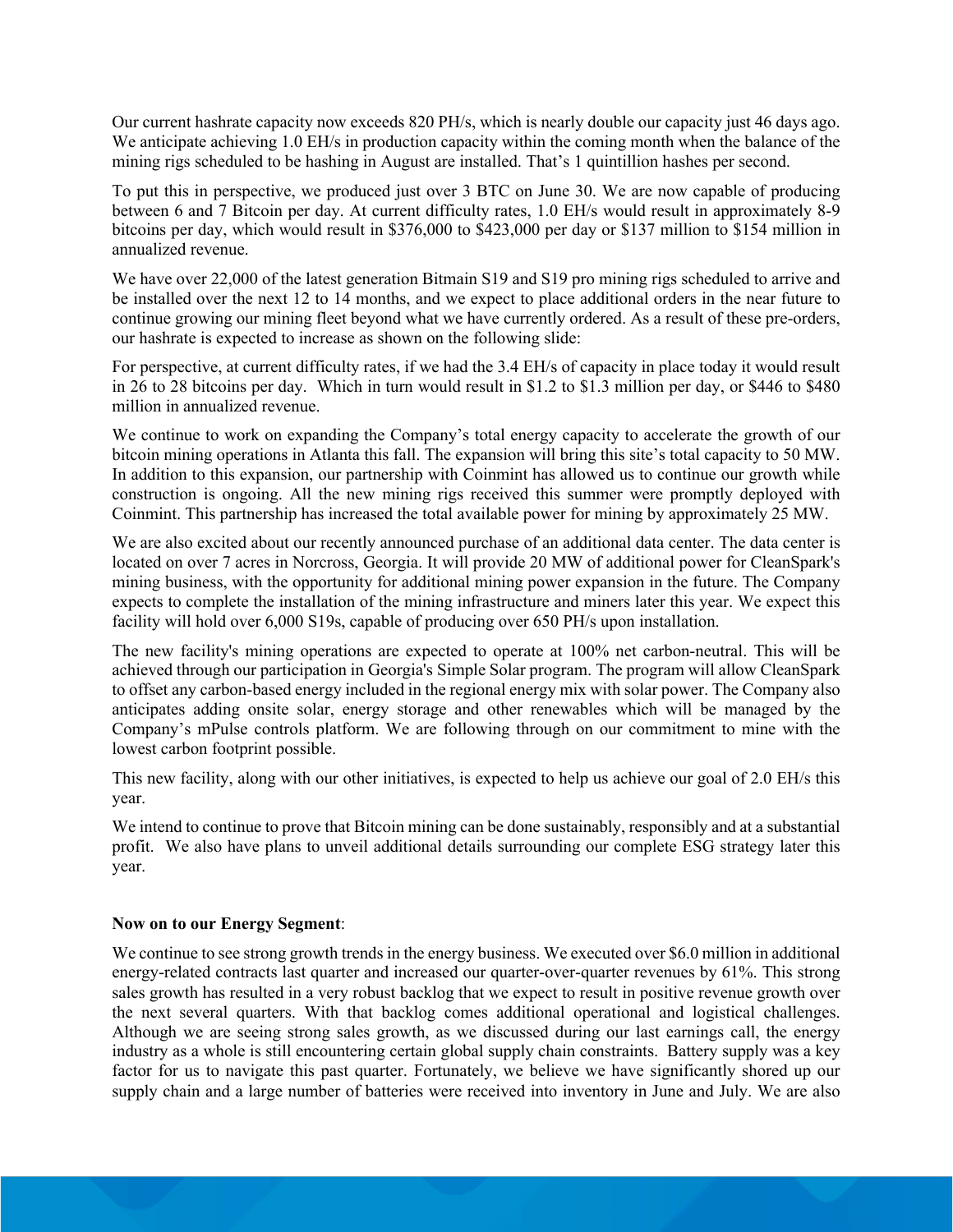Our current hashrate capacity now exceeds 820 PH/s, which is nearly double our capacity just 46 days ago. We anticipate achieving 1.0 EH/s in production capacity within the coming month when the balance of the mining rigs scheduled to be hashing in August are installed. That's 1 quintillion hashes per second.

To put this in perspective, we produced just over 3 BTC on June 30. We are now capable of producing between 6 and 7 Bitcoin per day. At current difficulty rates, 1.0 EH/s would result in approximately 8-9 bitcoins per day, which would result in $376,000 to $423,000 per day or $137 million to $154 million in annualized revenue.

We have over 22,000 of the latest generation Bitmain S19 and S19 pro mining rigs scheduled to arrive and be installed over the next 12 to 14 months, and we expect to place additional orders in the near future to continue growing our mining fleet beyond what we have currently ordered. As a result of these pre-orders, our hashrate is expected to increase as shown on the following slide:

For perspective, at current difficulty rates, if we had the 3.4 EH/s of capacity in place today it would result in 26 to 28 bitcoins per day. Which in turn would result in $1.2 to $1.3 million per day, or $446 to $480 million in annualized revenue.

We continue to work on expanding the Company's total energy capacity to accelerate the growth of our bitcoin mining operations in Atlanta this fall. The expansion will bring this site's total capacity to 50 MW. In addition to this expansion, our partnership with Coinmint has allowed us to continue our growth while construction is ongoing. All the new mining rigs received this summer were promptly deployed with Coinmint. This partnership has increased the total available power for mining by approximately 25 MW.

We are also excited about our recently announced purchase of an additional data center. The data center is located on over 7 acres in Norcross, Georgia. It will provide 20 MW of additional power for CleanSpark's mining business, with the opportunity for additional mining power expansion in the future. The Company expects to complete the installation of the mining infrastructure and miners later this year. We expect this facility will hold over 6,000 S19s, capable of producing over 650 PH/s upon installation.

The new facility's mining operations are expected to operate at 100% net carbon-neutral. This will be achieved through our participation in Georgia's Simple Solar program. The program will allow CleanSpark to offset any carbon-based energy included in the regional energy mix with solar power. The Company also anticipates adding onsite solar, energy storage and other renewables which will be managed by the Company's mPulse controls platform. We are following through on our commitment to mine with the lowest carbon footprint possible.

This new facility, along with our other initiatives, is expected to help us achieve our goal of 2.0 EH/s this year.

We intend to continue to prove that Bitcoin mining can be done sustainably, responsibly and at a substantial profit. We also have plans to unveil additional details surrounding our complete ESG strategy later this year.

**Now on to our Energy Segment**:

We continue to see strong growth trends in the energy business. We executed over $6.0 million in additional energy-related contracts last quarter and increased our quarter-over-quarter revenues by 61%. This strong sales growth has resulted in a very robust backlog that we expect to result in positive revenue growth over the next several quarters. With that backlog comes additional operational and logistical challenges. Although we are seeing strong sales growth, as we discussed during our last earnings call, the energy industry as a whole is still encountering certain global supply chain constraints. Battery supply was a key factor for us to navigate this past quarter. Fortunately, we believe we have significantly shored up our supply chain and a large number of batteries were received into inventory in June and July. We are also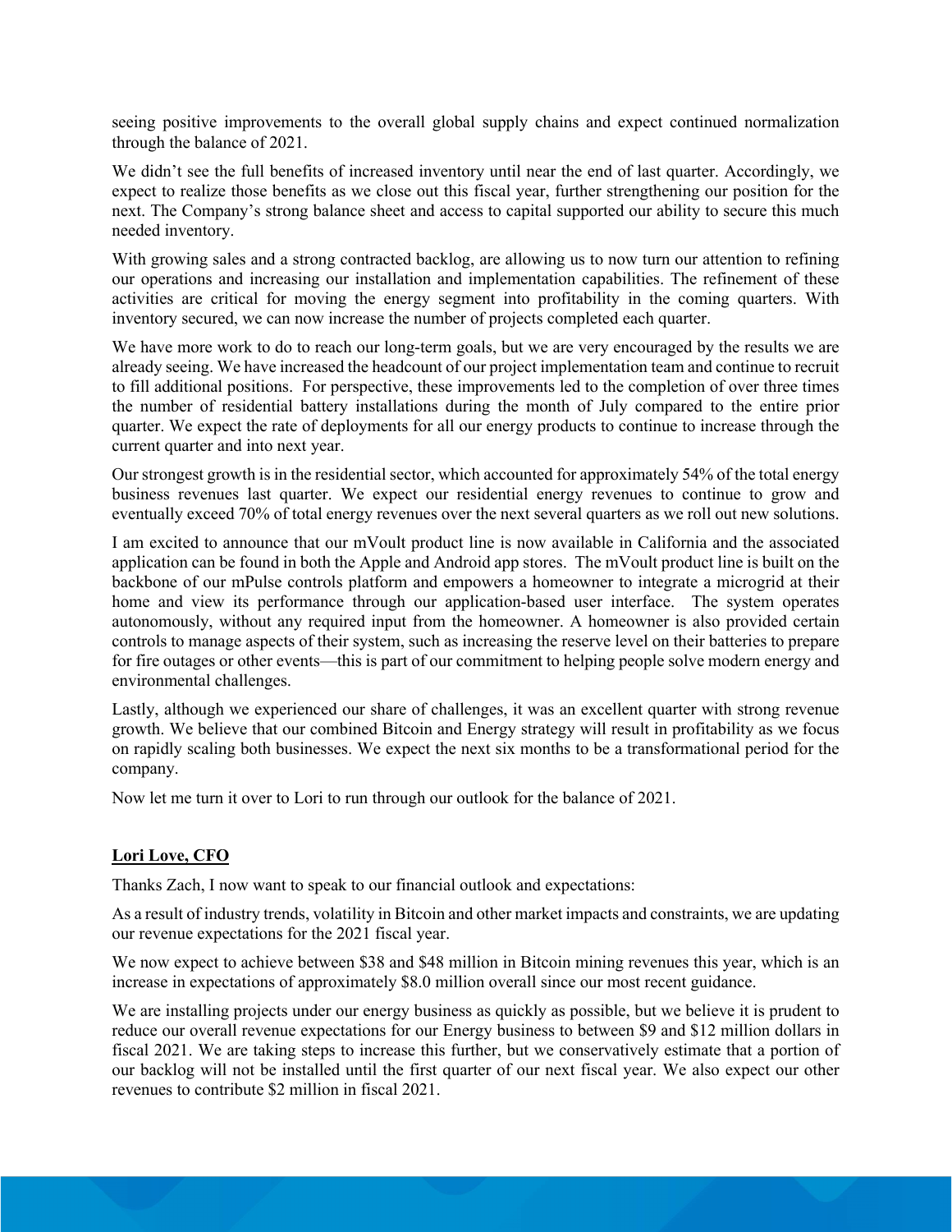seeing positive improvements to the overall global supply chains and expect continued normalization through the balance of 2021.

We didn't see the full benefits of increased inventory until near the end of last quarter. Accordingly, we expect to realize those benefits as we close out this fiscal year, further strengthening our position for the next. The Company's strong balance sheet and access to capital supported our ability to secure this much needed inventory.

With growing sales and a strong contracted backlog, are allowing us to now turn our attention to refining our operations and increasing our installation and implementation capabilities. The refinement of these activities are critical for moving the energy segment into profitability in the coming quarters. With inventory secured, we can now increase the number of projects completed each quarter.

We have more work to do to reach our long-term goals, but we are very encouraged by the results we are already seeing. We have increased the headcount of our project implementation team and continue to recruit to fill additional positions. For perspective, these improvements led to the completion of over three times the number of residential battery installations during the month of July compared to the entire prior quarter. We expect the rate of deployments for all our energy products to continue to increase through the current quarter and into next year.

Our strongest growth is in the residential sector, which accounted for approximately 54% of the total energy business revenues last quarter. We expect our residential energy revenues to continue to grow and eventually exceed 70% of total energy revenues over the next several quarters as we roll out new solutions.

I am excited to announce that our mVoult product line is now available in California and the associated application can be found in both the Apple and Android app stores. The mVoult product line is built on the backbone of our mPulse controls platform and empowers a homeowner to integrate a microgrid at their home and view its performance through our application-based user interface. The system operates autonomously, without any required input from the homeowner. A homeowner is also provided certain controls to manage aspects of their system, such as increasing the reserve level on their batteries to prepare for fire outages or other events—this is part of our commitment to helping people solve modern energy and environmental challenges.

Lastly, although we experienced our share of challenges, it was an excellent quarter with strong revenue growth. We believe that our combined Bitcoin and Energy strategy will result in profitability as we focus on rapidly scaling both businesses. We expect the next six months to be a transformational period for the company.

Now let me turn it over to Lori to run through our outlook for the balance of 2021.

**Lori Love, CFO**

Thanks Zach, I now want to speak to our financial outlook and expectations:

As a result of industry trends, volatility in Bitcoin and other market impacts and constraints, we are updating our revenue expectations for the 2021 fiscal year.

We now expect to achieve between $38 and $48 million in Bitcoin mining revenues this year, which is an increase in expectations of approximately $8.0 million overall since our most recent guidance.

We are installing projects under our energy business as quickly as possible, but we believe it is prudent to reduce our overall revenue expectations for our Energy business to between $9 and $12 million dollars in fiscal 2021. We are taking steps to increase this further, but we conservatively estimate that a portion of our backlog will not be installed until the first quarter of our next fiscal year. We also expect our other revenues to contribute $2 million in fiscal 2021.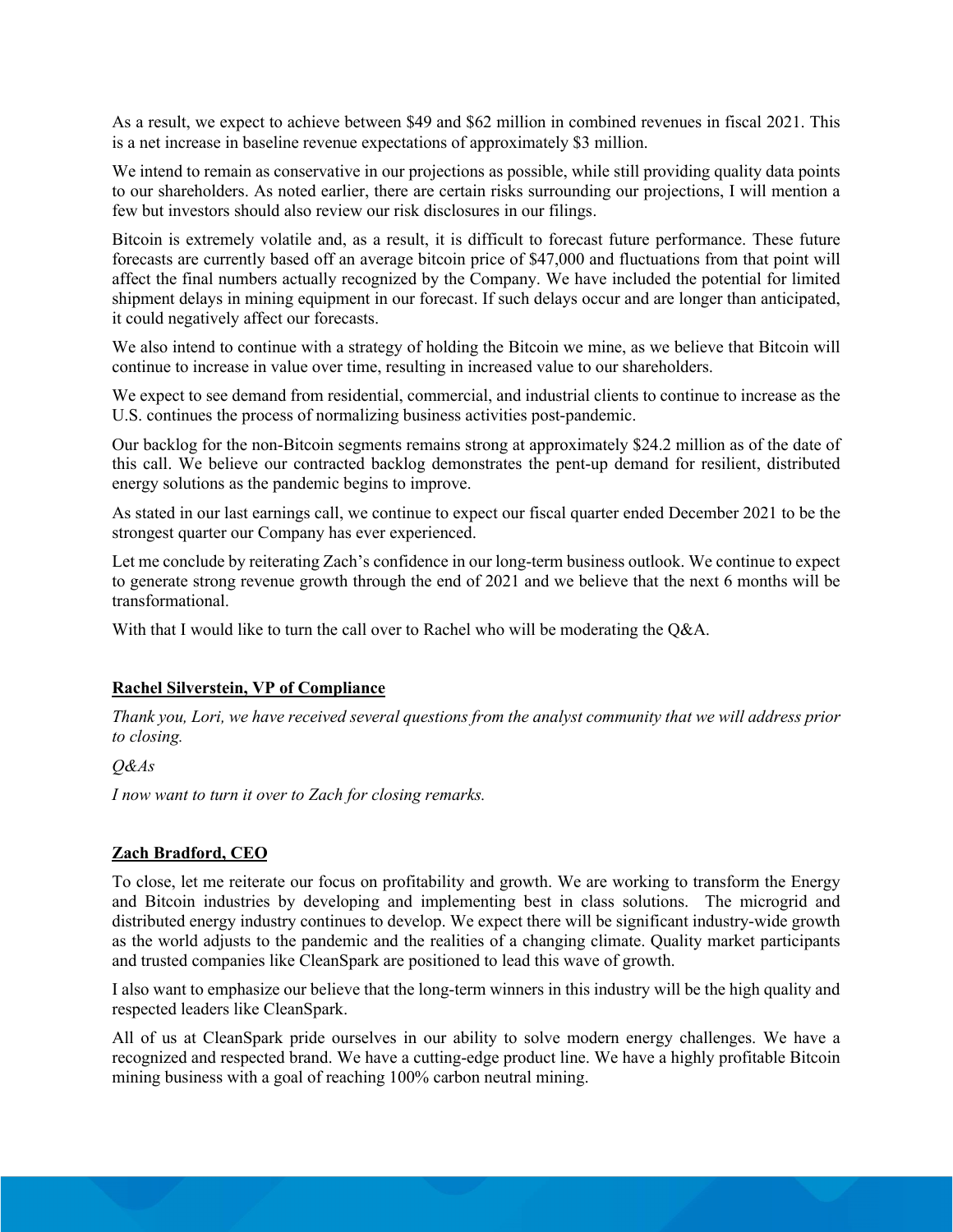As a result, we expect to achieve between $49 and $62 million in combined revenues in fiscal 2021. This is a net increase in baseline revenue expectations of approximately $3 million.

We intend to remain as conservative in our projections as possible, while still providing quality data points to our shareholders. As noted earlier, there are certain risks surrounding our projections, I will mention a few but investors should also review our risk disclosures in our filings.

Bitcoin is extremely volatile and, as a result, it is difficult to forecast future performance. These future forecasts are currently based off an average bitcoin price of $47,000 and fluctuations from that point will affect the final numbers actually recognized by the Company. We have included the potential for limited shipment delays in mining equipment in our forecast. If such delays occur and are longer than anticipated, it could negatively affect our forecasts.

We also intend to continue with a strategy of holding the Bitcoin we mine, as we believe that Bitcoin will continue to increase in value over time, resulting in increased value to our shareholders.

We expect to see demand from residential, commercial, and industrial clients to continue to increase as the U.S. continues the process of normalizing business activities post-pandemic.

Our backlog for the non-Bitcoin segments remains strong at approximately $24.2 million as of the date of this call. We believe our contracted backlog demonstrates the pent-up demand for resilient, distributed energy solutions as the pandemic begins to improve.

As stated in our last earnings call, we continue to expect our fiscal quarter ended December 2021 to be the strongest quarter our Company has ever experienced.

Let me conclude by reiterating Zach's confidence in our long-term business outlook. We continue to expect to generate strong revenue growth through the end of 2021 and we believe that the next 6 months will be transformational.

With that I would like to turn the call over to Rachel who will be moderating the Q&A.

**Rachel Silverstein, VP of Compliance**

*Thank you, Lori, we have received several questions from the analyst community that we will address prior to closing.*

*Q&As*

*I now want to turn it over to Zach for closing remarks.*

**Zach Bradford, CEO**

To close, let me reiterate our focus on profitability and growth. We are working to transform the Energy and Bitcoin industries by developing and implementing best in class solutions. The microgrid and distributed energy industry continues to develop. We expect there will be significant industry-wide growth as the world adjusts to the pandemic and the realities of a changing climate. Quality market participants and trusted companies like CleanSpark are positioned to lead this wave of growth.

I also want to emphasize our believe that the long-term winners in this industry will be the high quality and respected leaders like CleanSpark.

All of us at CleanSpark pride ourselves in our ability to solve modern energy challenges. We have a recognized and respected brand. We have a cutting-edge product line. We have a highly profitable Bitcoin mining business with a goal of reaching 100% carbon neutral mining.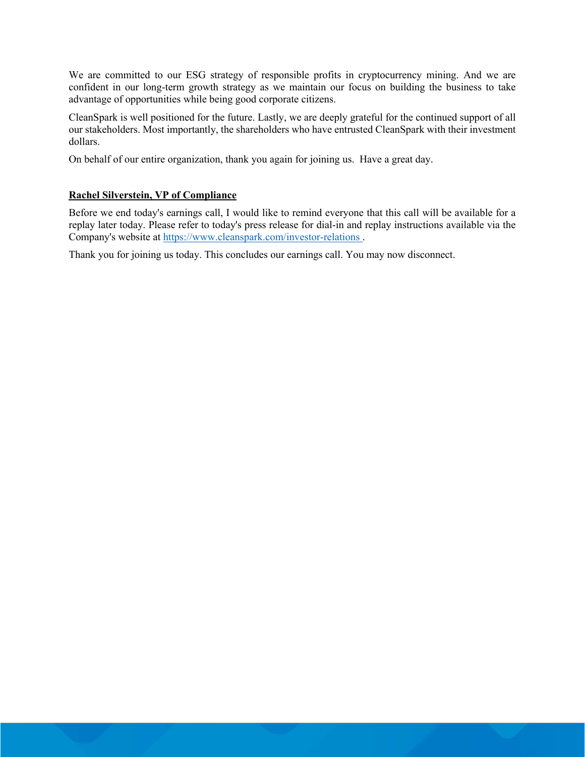We are committed to our ESG strategy of responsible profits in cryptocurrency mining. And we are confident in our long-term growth strategy as we maintain our focus on building the business to take advantage of opportunities while being good corporate citizens.

CleanSpark is well positioned for the future. Lastly, we are deeply grateful for the continued support of all our stakeholders. Most importantly, the shareholders who have entrusted CleanSpark with their investment dollars.

On behalf of our entire organization, thank you again for joining us. Have a great day.

**Rachel Silverstein, VP of Compliance**

Before we end today's earnings call, I would like to remind everyone that this call will be available for a replay later today. Please refer to today's press release for dial-in and replay instructions available via the Company's website at https://www.cleanspark.com/investor-relations .

Thank you for joining us today. This concludes our earnings call. You may now disconnect.